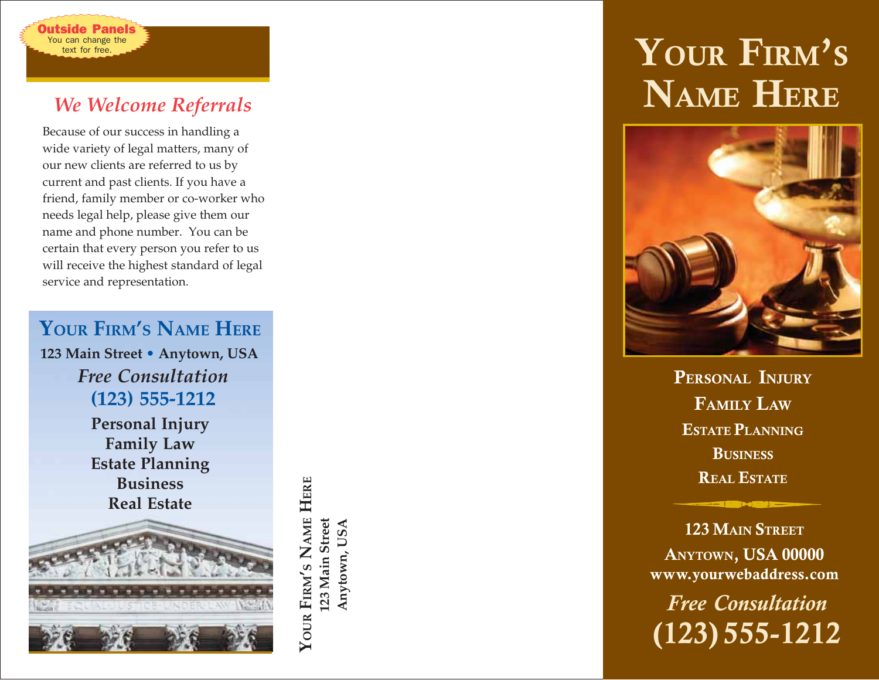**Outside Panels**
You can change the text for free.

## *We Welcome Referrals*

Because of our success in handling a wide variety of legal matters, many of our new clients are referred to us by current and past clients. If you have a friend, family member or co-worker who needs legal help, please give them our name and phone number. You can be certain that every person you refer to us will receive the highest standard of legal service and representation.

### Your Firm's Name Here

**123 Main Street • Anytown, USA**

*Free Consultation*

**(123) 555-1212**

**Personal Injury**
**Family Law**
**Estate Planning**
**Business**
**Real Estate**

**Your Firm's Name Here**
**123 Main Street**
**Anytown, USA**

# Your Firm's Name Here

**Personal Injury**
**Family Law**
**Estate Planning**
**Business**
**Real Estate**

**123 Main Street**
**Anytown, USA 00000**
**www.yourwebaddress.com**

*Free Consultation*

**(123) 555-1212**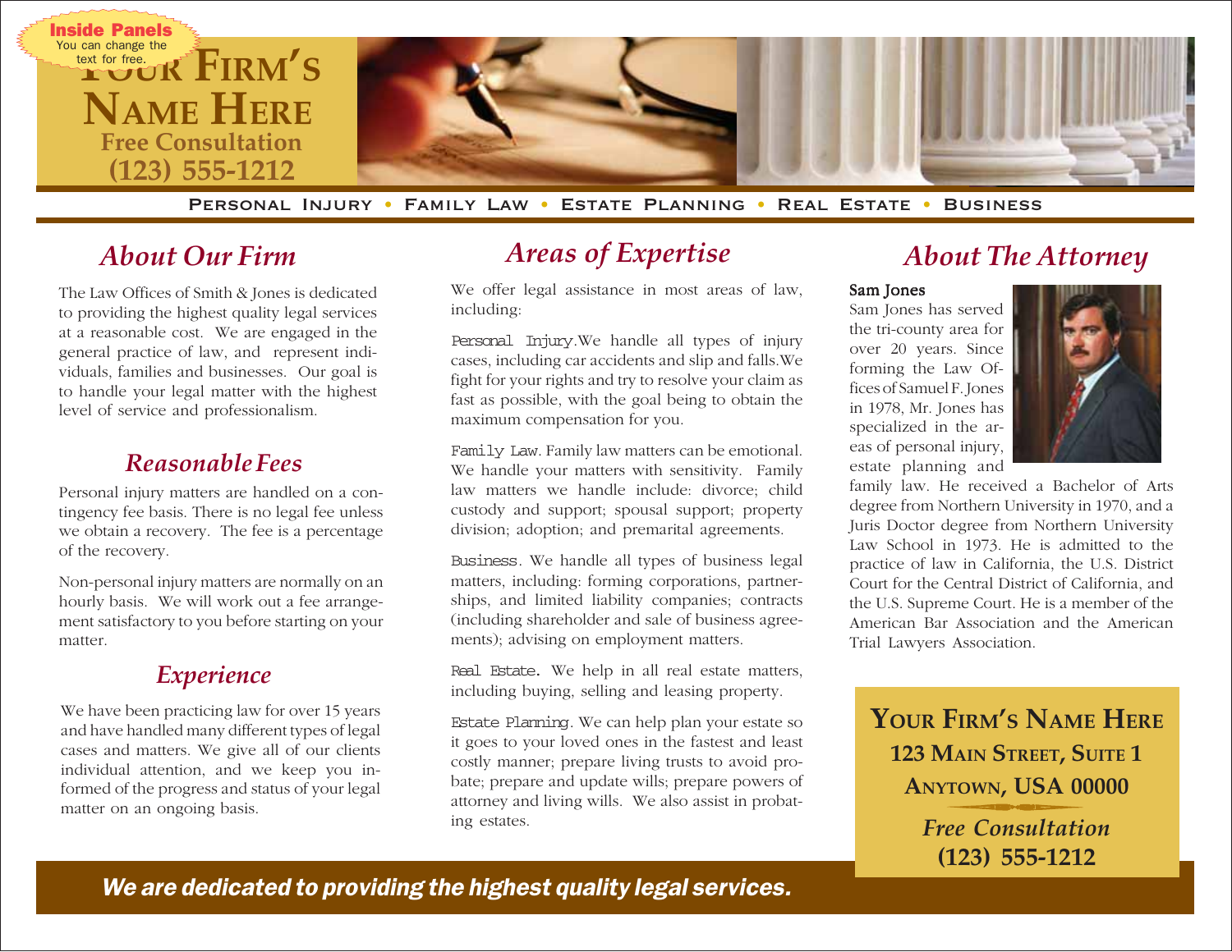Inside Panels
You can change the text for free.

# Your Firm's Name Here

**Free Consultation**
**(123) 555-1212**

PERSONAL INJURY • FAMILY LAW • ESTATE PLANNING • REAL ESTATE • BUSINESS

## *About Our Firm*

The Law Offices of Smith & Jones is dedicated to providing the highest quality legal services at a reasonable cost. We are engaged in the general practice of law, and represent individuals, families and businesses. Our goal is to handle your legal matter with the highest level of service and professionalism.

## *Reasonable Fees*

Personal injury matters are handled on a contingency fee basis. There is no legal fee unless we obtain a recovery. The fee is a percentage of the recovery.

Non-personal injury matters are normally on an hourly basis. We will work out a fee arrangement satisfactory to you before starting on your matter.

## *Experience*

We have been practicing law for over 15 years and have handled many different types of legal cases and matters. We give all of our clients individual attention, and we keep you informed of the progress and status of your legal matter on an ongoing basis.

## *Areas of Expertise*

We offer legal assistance in most areas of law, including:

Personal Injury. We handle all types of injury cases, including car accidents and slip and falls. We fight for your rights and try to resolve your claim as fast as possible, with the goal being to obtain the maximum compensation for you.

Family Law. Family law matters can be emotional. We handle your matters with sensitivity. Family law matters we handle include: divorce; child custody and support; spousal support; property division; adoption; and premarital agreements.

Business. We handle all types of business legal matters, including: forming corporations, partnerships, and limited liability companies; contracts (including shareholder and sale of business agreements); advising on employment matters.

Real Estate. We help in all real estate matters, including buying, selling and leasing property.

Estate Planning. We can help plan your estate so it goes to your loved ones in the fastest and least costly manner; prepare living trusts to avoid probate; prepare and update wills; prepare powers of attorney and living wills. We also assist in probating estates.

## *About The Attorney*

**Sam Jones**

Sam Jones has served the tri-county area for over 20 years. Since forming the Law Offices of Samuel F. Jones in 1978, Mr. Jones has specialized in the areas of personal injury, estate planning and family law. He received a Bachelor of Arts degree from Northern University in 1970, and a Juris Doctor degree from Northern University Law School in 1973. He is admitted to the practice of law in California, the U.S. District Court for the Central District of California, and the U.S. Supreme Court. He is a member of the American Bar Association and the American Trial Lawyers Association.

**Your Firm's Name Here**
**123 Main Street, Suite 1**
**Anytown, USA 00000**

***Free Consultation***
**(123) 555-1212**

***We are dedicated to providing the highest quality legal services.***